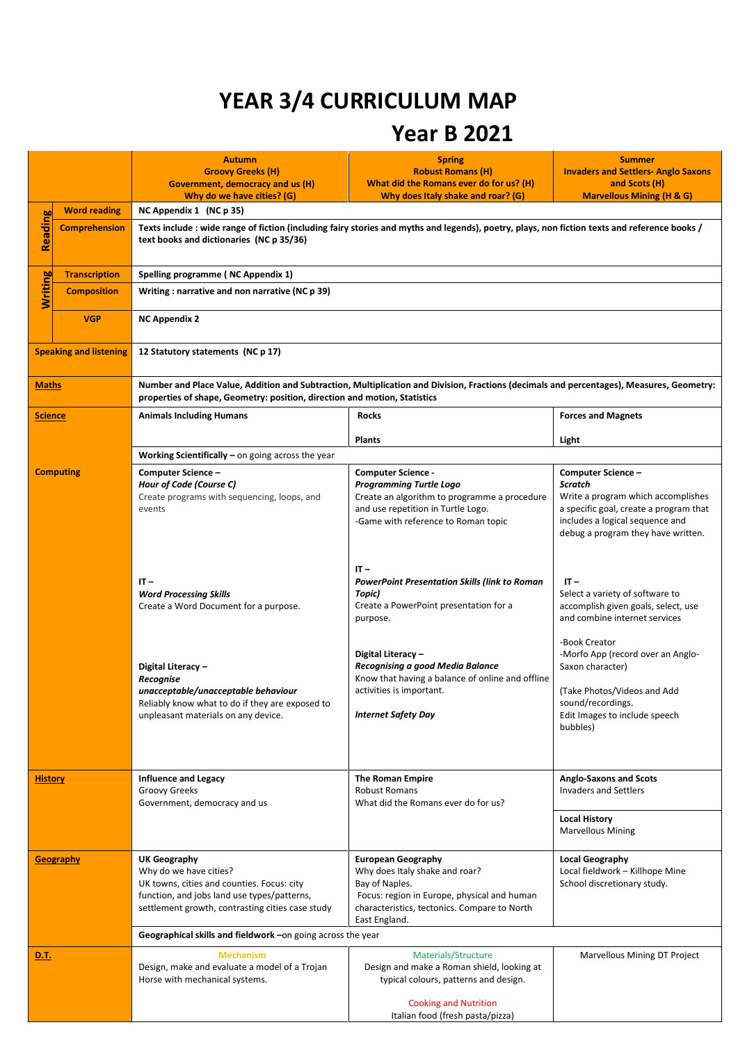# YEAR 3/4 CURRICULUM MAP

## Year B 2021

| | | Autumn<br>Groovy Greeks (H)<br>Government, democracy and us (H)<br>Why do we have cities? (G) | Spring<br>Robust Romans (H)<br>What did the Romans ever do for us? (H)<br>Why does Italy shake and roar? (G) | Summer<br>Invaders and Settlers- Anglo Saxons and Scots (H)<br>Marvellous Mining (H & G) |
|---|---|---|---|---|
| Reading | Word reading | NC Appendix 1 (NC p 35) | | |
| | Comprehension | Texts include : wide range of fiction (including fairy stories and myths and legends), poetry, plays, non fiction texts and reference books / text books and dictionaries (NC p 35/36) | | |
| Writing | Transcription | Spelling programme ( NC Appendix 1) | | |
| | Composition | Writing : narrative and non narrative (NC p 39) | | |
| | VGP | NC Appendix 2 | | |
| Speaking and listening | | 12 Statutory statements (NC p 17) | | |
| Maths | | Number and Place Value, Addition and Subtraction, Multiplication and Division, Fractions (decimals and percentages), Measures, Geometry: properties of shape, Geometry: position, direction and motion, Statistics | | |
| Science | | Animals Including Humans | Rocks<br><br>Plants | Forces and Magnets<br><br>Light |
| | | Working Scientifically – on going across the year | | |
| Computing | | **Computer Science –**<br>***Hour of Code (Course C)***<br>Create programs with sequencing, loops, and events<br><br>**IT –**<br>***Word Processing Skills***<br>Create a Word Document for a purpose.<br><br>**Digital Literacy –**<br>***Recognise unacceptable/unacceptable behaviour***<br>Reliably know what to do if they are exposed to unpleasant materials on any device. | **Computer Science -**<br>***Programming Turtle Logo***<br>Create an algorithm to programme a procedure and use repetition in Turtle Logo.<br>-Game with reference to Roman topic<br><br>**IT –**<br>***PowerPoint Presentation Skills (link to Roman Topic)***<br>Create a PowerPoint presentation for a purpose.<br><br>**Digital Literacy –**<br>***Recognising a good Media Balance***<br>Know that having a balance of online and offline activities is important.<br><br>***Internet Safety Day*** | **Computer Science –**<br>***Scratch***<br>Write a program which accomplishes a specific goal, create a program that includes a logical sequence and debug a program they have written.<br><br>**IT –**<br>Select a variety of software to accomplish given goals, select, use and combine internet services<br><br>-Book Creator<br>-Morfo App (record over an Anglo-Saxon character)<br><br>(Take Photos/Videos and Add sound/recordings.<br>Edit Images to include speech bubbles) |
| History | | **Influence and Legacy**<br>Groovy Greeks<br>Government, democracy and us | **The Roman Empire**<br>Robust Romans<br>What did the Romans ever do for us? | **Anglo-Saxons and Scots**<br>Invaders and Settlers<br><br>**Local History**<br>Marvellous Mining |
| Geography | | **UK Geography**<br>Why do we have cities?<br>UK towns, cities and counties. Focus: city function, and jobs land use types/patterns, settlement growth, contrasting cities case study | **European Geography**<br>Why does Italy shake and roar?<br>Bay of Naples.<br>Focus: region in Europe, physical and human characteristics, tectonics. Compare to North East England. | **Local Geography**<br>Local fieldwork – Killhope Mine<br>School discretionary study. |
| | | Geographical skills and fieldwork –on going across the year | | |
| D.T. | | Mechanism<br>Design, make and evaluate a model of a Trojan Horse with mechanical systems. | Materials/Structure<br>Design and make a Roman shield, looking at typical colours, patterns and design.<br><br>Cooking and Nutrition<br>Italian food (fresh pasta/pizza) | Marvellous Mining DT Project |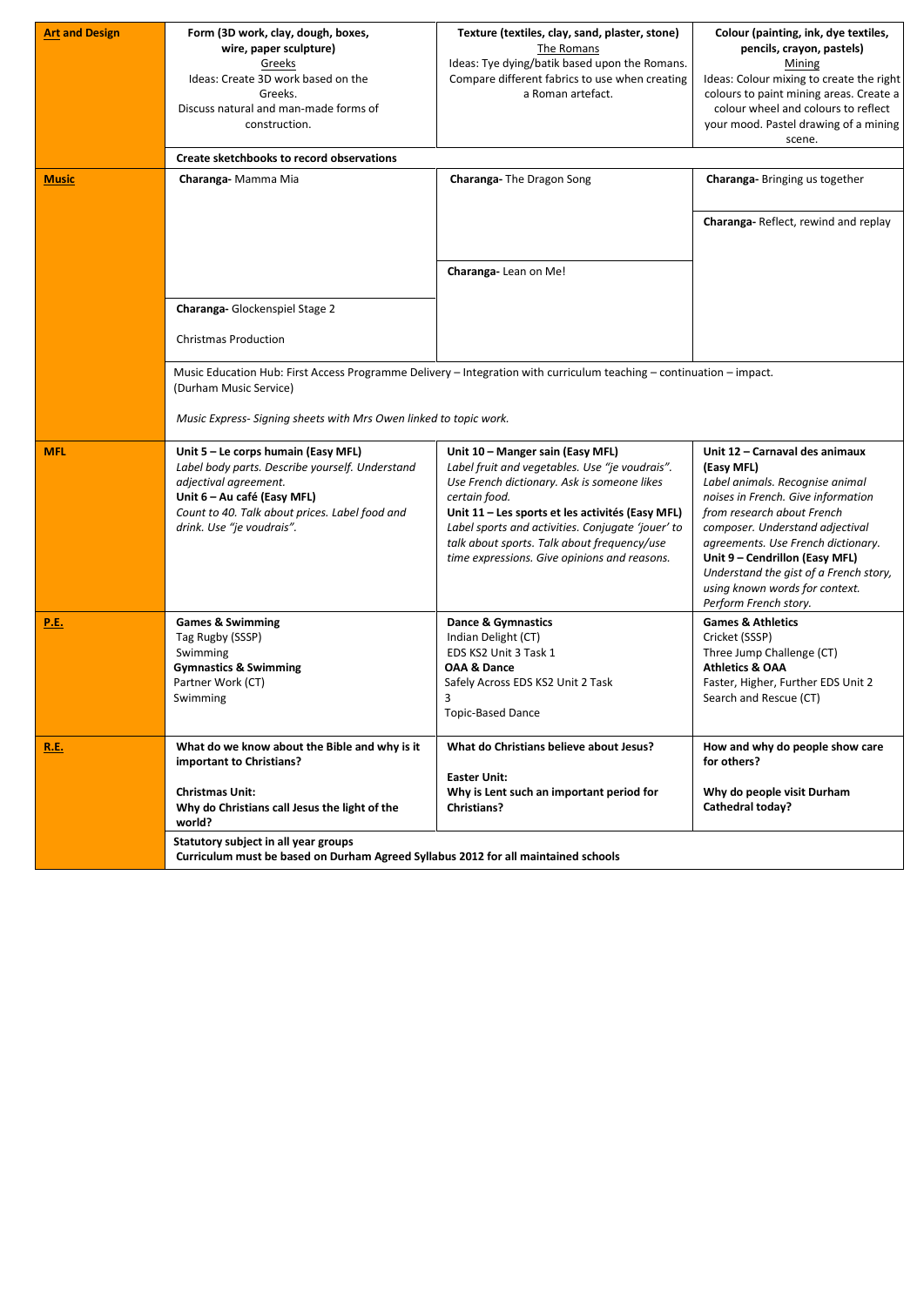| | | | |
|---|---|---|---|
| **Art and Design** | **Form (3D work, clay, dough, boxes, wire, paper sculpture)**<br>Greeks<br>Ideas: Create 3D work based on the Greeks.<br>Discuss natural and man-made forms of construction. | **Texture (textiles, clay, sand, plaster, stone)**<br>The Romans<br>Ideas: Tye dying/batik based upon the Romans. Compare different fabrics to use when creating a Roman artefact. | **Colour (painting, ink, dye textiles, pencils, crayon, pastels)**<br>Mining<br>Ideas: Colour mixing to create the right colours to paint mining areas. Create a colour wheel and colours to reflect your mood. Pastel drawing of a mining scene. |
| | **Create sketchbooks to record observations** | | |
| **Music** | **Charanga-** Mamma Mia<br><br>**Charanga-** Glockenspiel Stage 2<br><br>Christmas Production | **Charanga-** The Dragon Song<br><br>**Charanga-** Lean on Me! | **Charanga-** Bringing us together<br><br>**Charanga-** Reflect, rewind and replay |
| | Music Education Hub: First Access Programme Delivery – Integration with curriculum teaching – continuation – impact. (Durham Music Service)<br><br>*Music Express- Signing sheets with Mrs Owen linked to topic work.* | | |
| **MFL** | **Unit 5 – Le corps humain (Easy MFL)**<br>*Label body parts. Describe yourself. Understand adjectival agreement.*<br>**Unit 6 – Au café (Easy MFL)**<br>*Count to 40. Talk about prices. Label food and drink. Use "je voudrais".* | **Unit 10 – Manger sain (Easy MFL)**<br>*Label fruit and vegetables. Use "je voudrais". Use French dictionary. Ask is someone likes certain food.*<br>**Unit 11 – Les sports et les activités (Easy MFL)**<br>*Label sports and activities. Conjugate 'jouer' to talk about sports. Talk about frequency/use time expressions. Give opinions and reasons.* | **Unit 12 – Carnaval des animaux (Easy MFL)**<br>*Label animals. Recognise animal noises in French. Give information from research about French composer. Understand adjectival agreements. Use French dictionary.*<br>**Unit 9 – Cendrillon (Easy MFL)**<br>*Understand the gist of a French story, using known words for context. Perform French story.* |
| **P.E.** | **Games & Swimming**<br>Tag Rugby (SSSP)<br>Swimming<br>**Gymnastics & Swimming**<br>Partner Work (CT)<br>Swimming | **Dance & Gymnastics**<br>Indian Delight (CT)<br>EDS KS2 Unit 3 Task 1<br>**OAA & Dance**<br>Safely Across EDS KS2 Unit 2 Task 3<br>Topic-Based Dance | **Games & Athletics**<br>Cricket (SSSP)<br>Three Jump Challenge (CT)<br>**Athletics & OAA**<br>Faster, Higher, Further EDS Unit 2<br>Search and Rescue (CT) |
| **R.E.** | **What do we know about the Bible and why is it important to Christians?**<br><br>**Christmas Unit:**<br>**Why do Christians call Jesus the light of the world?** | **What do Christians believe about Jesus?**<br><br>**Easter Unit:**<br>**Why is Lent such an important period for Christians?** | **How and why do people show care for others?**<br><br>**Why do people visit Durham Cathedral today?** |
| | **Statutory subject in all year groups**<br>**Curriculum must be based on Durham Agreed Syllabus 2012 for all maintained schools** | | |